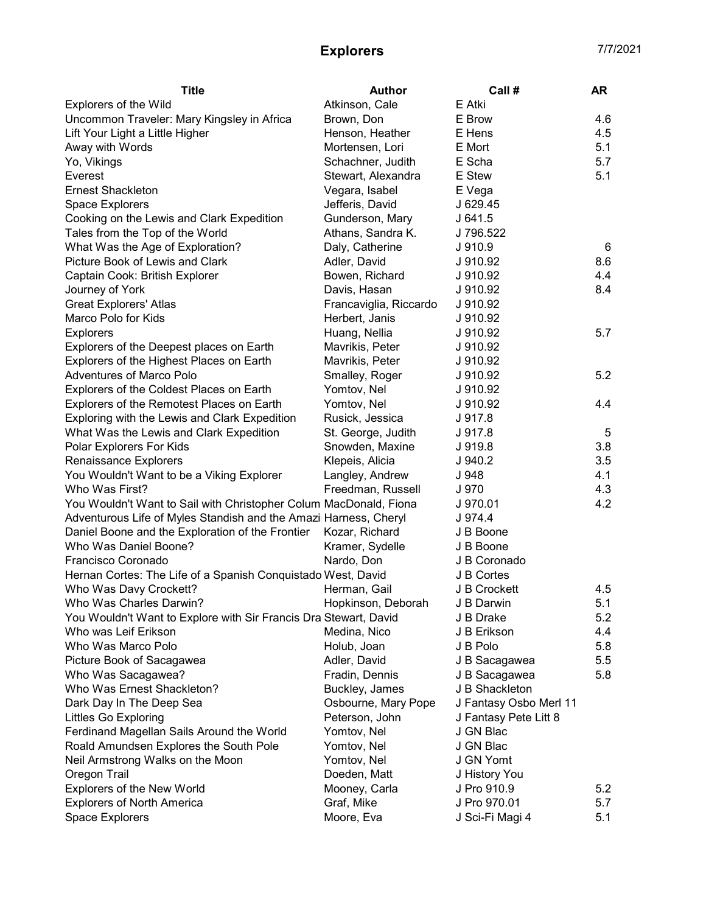# Explorers

7/7/2021

| Title | Author | Call # | AR |
|---|---|---|---|
| Explorers of the Wild | Atkinson, Cale | E Atki | |
| Uncommon Traveler: Mary Kingsley in Africa | Brown, Don | E Brow | 4.6 |
| Lift Your Light a Little Higher | Henson, Heather | E Hens | 4.5 |
| Away with Words | Mortensen, Lori | E Mort | 5.1 |
| Yo, Vikings | Schachner, Judith | E Scha | 5.7 |
| Everest | Stewart, Alexandra | E Stew | 5.1 |
| Ernest Shackleton | Vegara, Isabel | E Vega | |
| Space Explorers | Jefferis, David | J 629.45 | |
| Cooking on the Lewis and Clark Expedition | Gunderson, Mary | J 641.5 | |
| Tales from the Top of the World | Athans, Sandra K. | J 796.522 | |
| What Was the Age of Exploration? | Daly, Catherine | J 910.9 | 6 |
| Picture Book of Lewis and Clark | Adler, David | J 910.92 | 8.6 |
| Captain Cook: British Explorer | Bowen, Richard | J 910.92 | 4.4 |
| Journey of York | Davis, Hasan | J 910.92 | 8.4 |
| Great Explorers' Atlas | Francaviglia, Riccardo | J 910.92 | |
| Marco Polo for Kids | Herbert, Janis | J 910.92 | |
| Explorers | Huang, Nellia | J 910.92 | 5.7 |
| Explorers of the Deepest places on Earth | Mavrikis, Peter | J 910.92 | |
| Explorers of the Highest Places on Earth | Mavrikis, Peter | J 910.92 | |
| Adventures of Marco Polo | Smalley, Roger | J 910.92 | 5.2 |
| Explorers of the Coldest Places on Earth | Yomtov, Nel | J 910.92 | |
| Explorers of the Remotest Places on Earth | Yomtov, Nel | J 910.92 | 4.4 |
| Exploring with the Lewis and Clark Expedition | Rusick, Jessica | J 917.8 | |
| What Was the Lewis and Clark Expedition | St. George, Judith | J 917.8 | 5 |
| Polar Explorers For Kids | Snowden, Maxine | J 919.8 | 3.8 |
| Renaissance Explorers | Klepeis, Alicia | J 940.2 | 3.5 |
| You Wouldn't Want to be a Viking Explorer | Langley, Andrew | J 948 | 4.1 |
| Who Was First? | Freedman, Russell | J 970 | 4.3 |
| You Wouldn't Want to Sail with Christopher Colum | MacDonald, Fiona | J 970.01 | 4.2 |
| Adventurous Life of Myles Standish and the Amazi | Harness, Cheryl | J 974.4 | |
| Daniel Boone and the Exploration of the Frontier | Kozar, Richard | J B Boone | |
| Who Was Daniel Boone? | Kramer, Sydelle | J B Boone | |
| Francisco Coronado | Nardo, Don | J B Coronado | |
| Hernan Cortes: The Life of a Spanish Conquistado | West, David | J B Cortes | |
| Who Was Davy Crockett? | Herman, Gail | J B Crockett | 4.5 |
| Who Was Charles Darwin? | Hopkinson, Deborah | J B Darwin | 5.1 |
| You Wouldn't Want to Explore with Sir Francis Dra | Stewart, David | J B Drake | 5.2 |
| Who was Leif Erikson | Medina, Nico | J B Erikson | 4.4 |
| Who Was Marco Polo | Holub, Joan | J B Polo | 5.8 |
| Picture Book of Sacagawea | Adler, David | J B Sacagawea | 5.5 |
| Who Was Sacagawea? | Fradin, Dennis | J B Sacagawea | 5.8 |
| Who Was Ernest Shackleton? | Buckley, James | J B Shackleton | |
| Dark Day In The Deep Sea | Osbourne, Mary Pope | J Fantasy Osbo Merl 11 | |
| Littles Go Exploring | Peterson, John | J Fantasy Pete Litt 8 | |
| Ferdinand Magellan Sails Around the World | Yomtov, Nel | J GN Blac | |
| Roald Amundsen Explores the South Pole | Yomtov, Nel | J GN Blac | |
| Neil Armstrong Walks on the Moon | Yomtov, Nel | J GN Yomt | |
| Oregon Trail | Doeden, Matt | J History You | |
| Explorers of the New World | Mooney, Carla | J Pro 910.9 | 5.2 |
| Explorers of North America | Graf, Mike | J Pro 970.01 | 5.7 |
| Space Explorers | Moore, Eva | J Sci-Fi Magi 4 | 5.1 |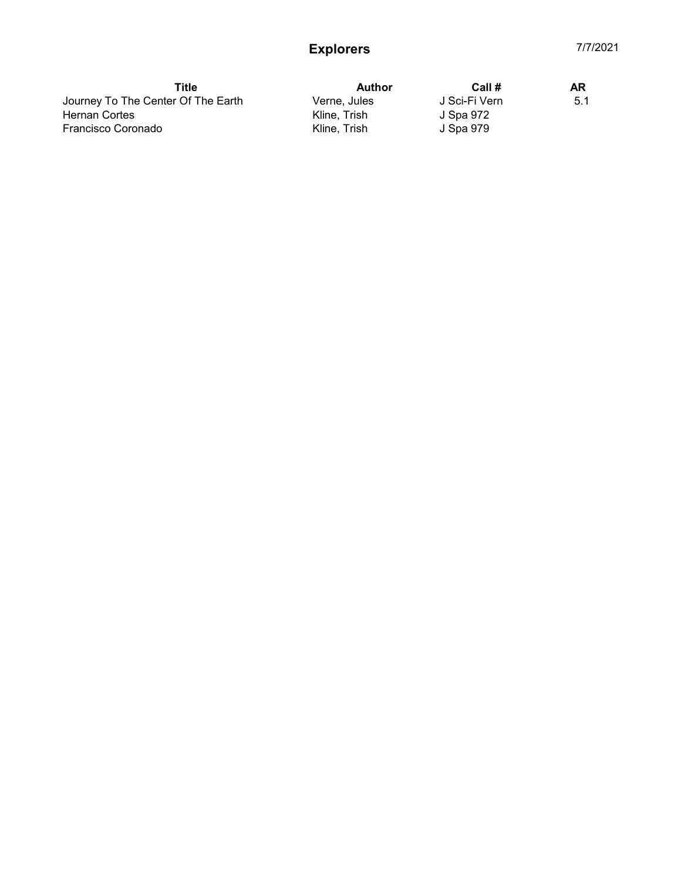# Explorers

7/7/2021

| Title | Author | Call # | AR |
| --- | --- | --- | --- |
| Journey To The Center Of The Earth | Verne, Jules | J Sci-Fi Vern | 5.1 |
| Hernan Cortes | Kline, Trish | J Spa 972 | |
| Francisco Coronado | Kline, Trish | J Spa 979 | |